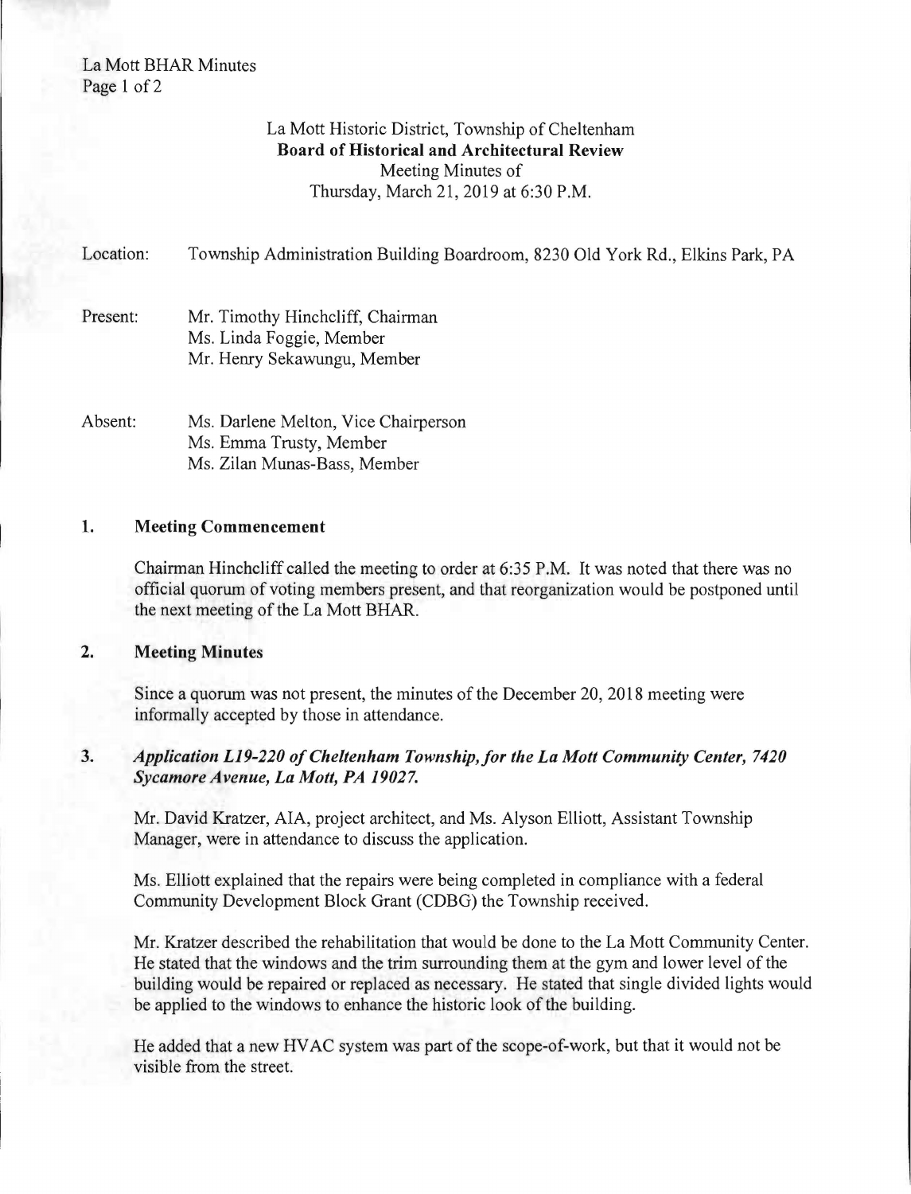La Mott Historic District, Township of Cheltenham
**Board of Historical and Architectural Review**
Meeting Minutes of
Thursday, March 21, 2019 at 6:30 P.M.

Location: Township Administration Building Boardroom, 8230 Old York Rd., Elkins Park, PA

Present: Mr. Timothy Hinchcliff, Chairman
Ms. Linda Foggie, Member
Mr. Henry Sekawungu, Member

Absent: Ms. Darlene Melton, Vice Chairperson
Ms. Emma Trusty, Member
Ms. Zilan Munas-Bass, Member

## 1. Meeting Commencement

Chairman Hinchcliff called the meeting to order at 6:35 P.M. It was noted that there was no official quorum of voting members present, and that reorganization would be postponed until the next meeting of the La Mott BHAR.

## 2. Meeting Minutes

Since a quorum was not present, the minutes of the December 20, 2018 meeting were informally accepted by those in attendance.

## 3. *Application L19-220 of Cheltenham Township, for the La Mott Community Center, 7420 Sycamore Avenue, La Mott, PA 19027.*

Mr. David Kratzer, AIA, project architect, and Ms. Alyson Elliott, Assistant Township Manager, were in attendance to discuss the application.

Ms. Elliott explained that the repairs were being completed in compliance with a federal Community Development Block Grant (CDBG) the Township received.

Mr. Kratzer described the rehabilitation that would be done to the La Mott Community Center. He stated that the windows and the trim surrounding them at the gym and lower level of the building would be repaired or replaced as necessary. He stated that single divided lights would be applied to the windows to enhance the historic look of the building.

He added that a new HVAC system was part of the scope-of-work, but that it would not be visible from the street.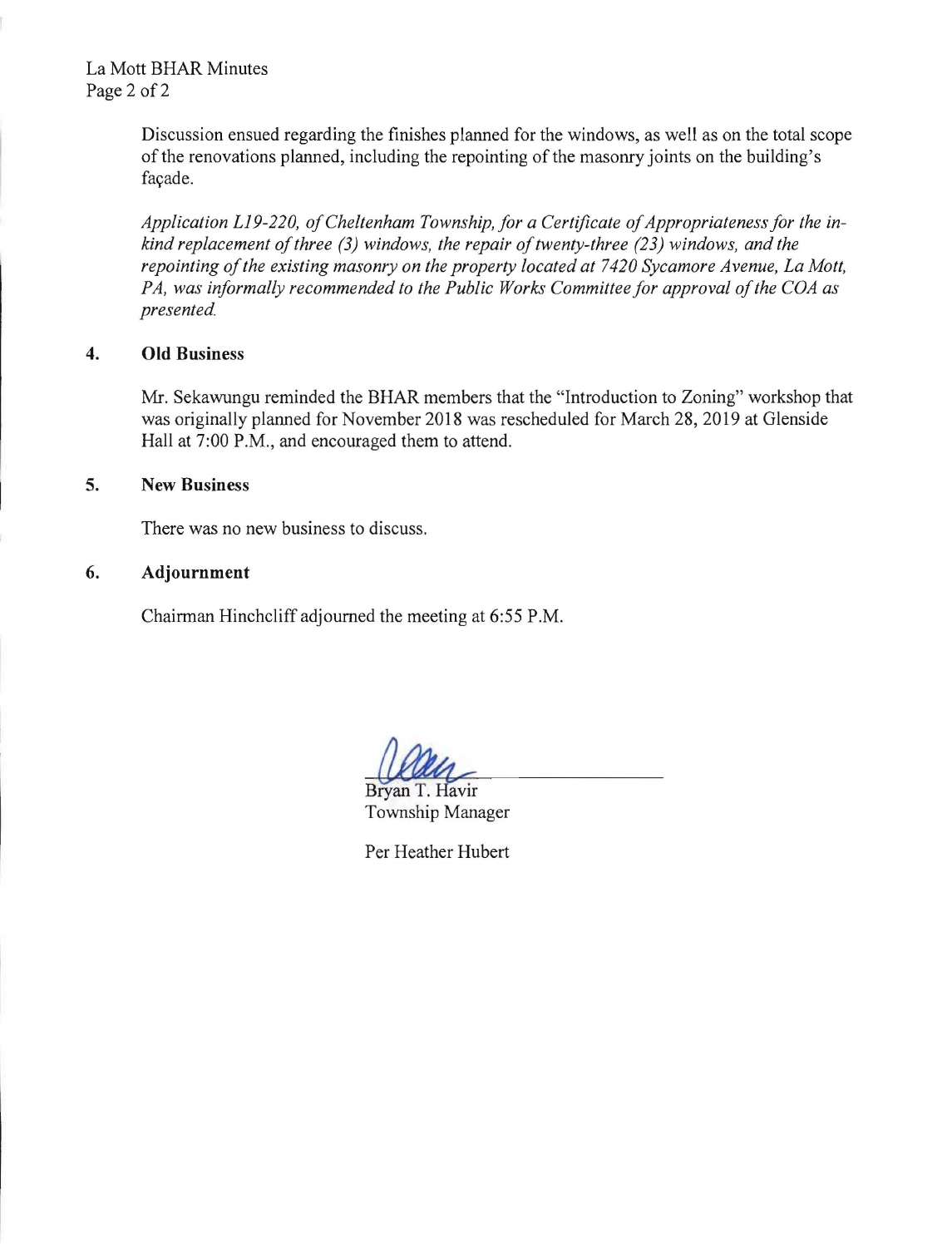Discussion ensued regarding the finishes planned for the windows, as well as on the total scope of the renovations planned, including the repointing of the masonry joints on the building's façade.

*Application L19-220, of Cheltenham Township, for a Certificate of Appropriateness for the in-kind replacement of three (3) windows, the repair of twenty-three (23) windows, and the repointing of the existing masonry on the property located at 7420 Sycamore Avenue, La Mott, PA, was informally recommended to the Public Works Committee for approval of the COA as presented.*

## 4. Old Business

Mr. Sekawungu reminded the BHAR members that the "Introduction to Zoning" workshop that was originally planned for November 2018 was rescheduled for March 28, 2019 at Glenside Hall at 7:00 P.M., and encouraged them to attend.

## 5. New Business

There was no new business to discuss.

## 6. Adjournment

Chairman Hinchcliff adjourned the meeting at 6:55 P.M.

Bryan T. Havir
Township Manager

Per Heather Hubert